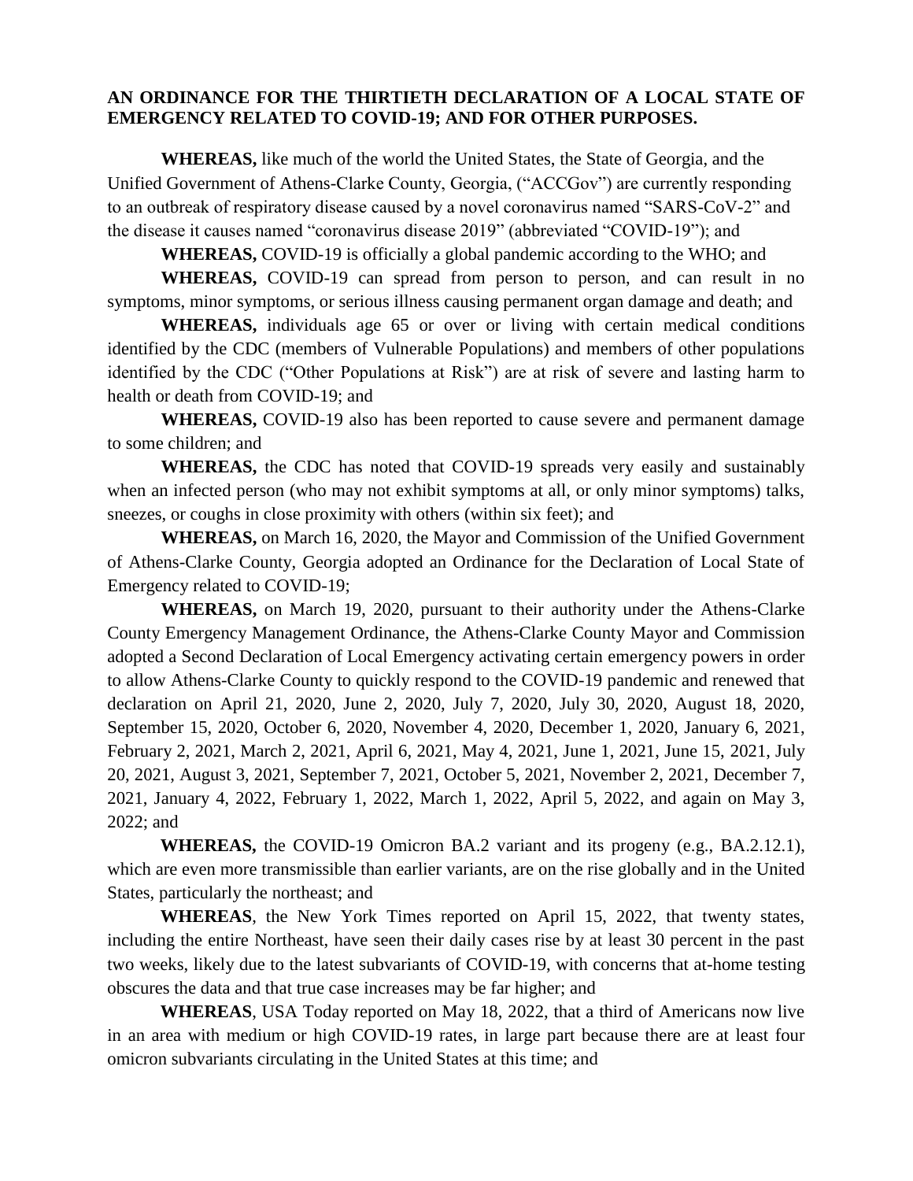**AN ORDINANCE FOR THE THIRTIETH DECLARATION OF A LOCAL STATE OF EMERGENCY RELATED TO COVID-19; AND FOR OTHER PURPOSES.**

**WHEREAS,** like much of the world the United States, the State of Georgia, and the Unified Government of Athens-Clarke County, Georgia, ("ACCGov") are currently responding to an outbreak of respiratory disease caused by a novel coronavirus named "SARS-CoV-2" and the disease it causes named "coronavirus disease 2019" (abbreviated "COVID-19"); and

**WHEREAS,** COVID-19 is officially a global pandemic according to the WHO; and

**WHEREAS,** COVID-19 can spread from person to person, and can result in no symptoms, minor symptoms, or serious illness causing permanent organ damage and death; and

**WHEREAS,** individuals age 65 or over or living with certain medical conditions identified by the CDC (members of Vulnerable Populations) and members of other populations identified by the CDC ("Other Populations at Risk") are at risk of severe and lasting harm to health or death from COVID-19; and

**WHEREAS,** COVID-19 also has been reported to cause severe and permanent damage to some children; and

**WHEREAS,** the CDC has noted that COVID-19 spreads very easily and sustainably when an infected person (who may not exhibit symptoms at all, or only minor symptoms) talks, sneezes, or coughs in close proximity with others (within six feet); and

**WHEREAS,** on March 16, 2020, the Mayor and Commission of the Unified Government of Athens-Clarke County, Georgia adopted an Ordinance for the Declaration of Local State of Emergency related to COVID-19;

**WHEREAS,** on March 19, 2020, pursuant to their authority under the Athens-Clarke County Emergency Management Ordinance, the Athens-Clarke County Mayor and Commission adopted a Second Declaration of Local Emergency activating certain emergency powers in order to allow Athens-Clarke County to quickly respond to the COVID-19 pandemic and renewed that declaration on April 21, 2020, June 2, 2020, July 7, 2020, July 30, 2020, August 18, 2020, September 15, 2020, October 6, 2020, November 4, 2020, December 1, 2020, January 6, 2021, February 2, 2021, March 2, 2021, April 6, 2021, May 4, 2021, June 1, 2021, June 15, 2021, July 20, 2021, August 3, 2021, September 7, 2021, October 5, 2021, November 2, 2021, December 7, 2021, January 4, 2022, February 1, 2022, March 1, 2022, April 5, 2022, and again on May 3, 2022; and

**WHEREAS,** the COVID-19 Omicron BA.2 variant and its progeny (e.g., BA.2.12.1), which are even more transmissible than earlier variants, are on the rise globally and in the United States, particularly the northeast; and

**WHEREAS**, the New York Times reported on April 15, 2022, that twenty states, including the entire Northeast, have seen their daily cases rise by at least 30 percent in the past two weeks, likely due to the latest subvariants of COVID-19, with concerns that at-home testing obscures the data and that true case increases may be far higher; and

**WHEREAS**, USA Today reported on May 18, 2022, that a third of Americans now live in an area with medium or high COVID-19 rates, in large part because there are at least four omicron subvariants circulating in the United States at this time; and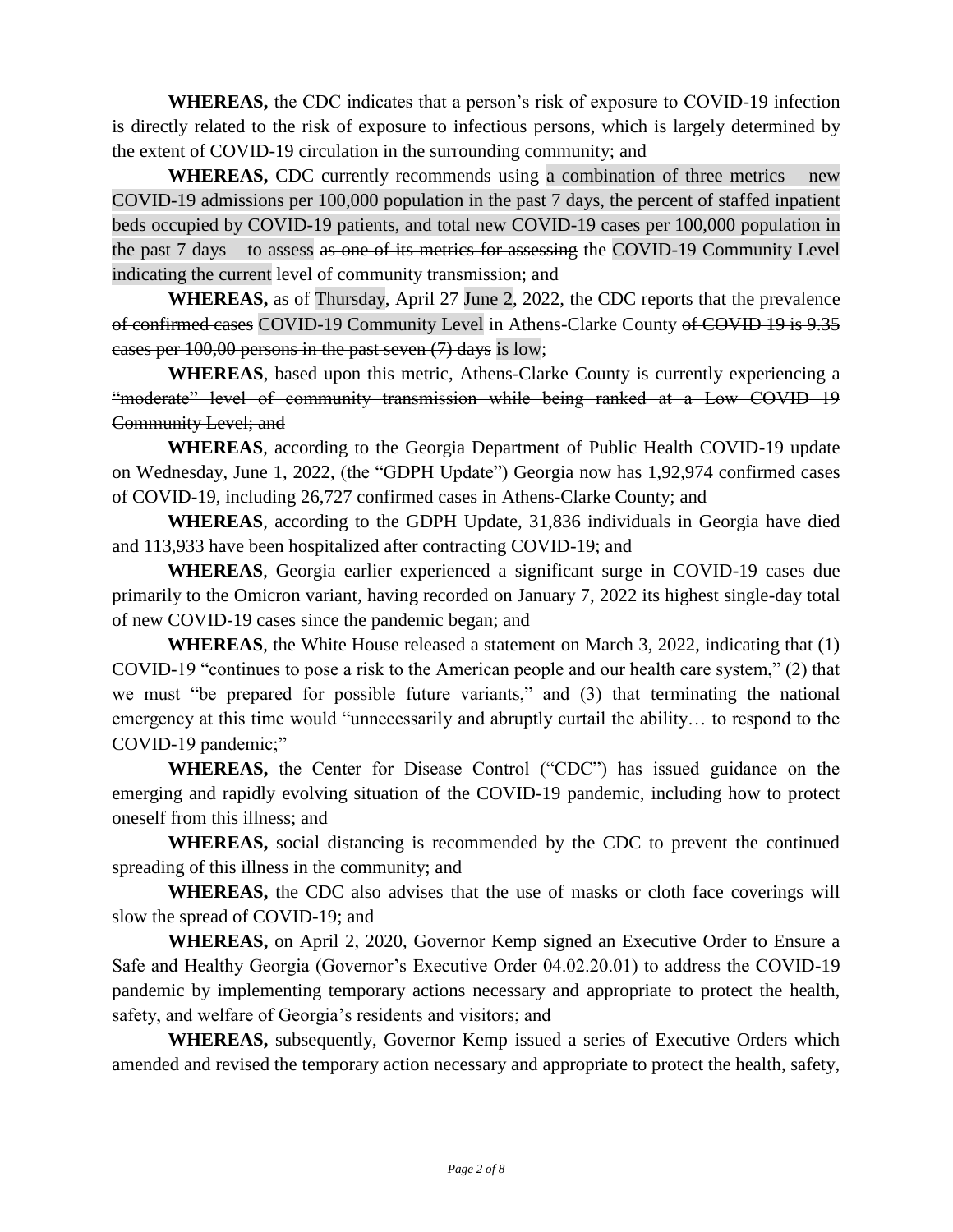**WHEREAS,** the CDC indicates that a person's risk of exposure to COVID-19 infection is directly related to the risk of exposure to infectious persons, which is largely determined by the extent of COVID-19 circulation in the surrounding community; and

**WHEREAS,** CDC currently recommends using a combination of three metrics – new COVID-19 admissions per 100,000 population in the past 7 days, the percent of staffed inpatient beds occupied by COVID-19 patients, and total new COVID-19 cases per 100,000 population in the past 7 days – to assess ~~as one of its metrics for assessing~~ the COVID-19 Community Level indicating the current level of community transmission; and

**WHEREAS,** as of Thursday, ~~April 27~~ June 2, 2022, the CDC reports that the ~~prevalence of confirmed cases~~ COVID-19 Community Level in Athens-Clarke County ~~of COVID 19 is 9.35 cases per 100,00 persons in the past seven (7) days~~ is low;

~~**WHEREAS**, based upon this metric, Athens-Clarke County is currently experiencing a "moderate" level of community transmission while being ranked at a Low COVID 19 Community Level; and~~

**WHEREAS**, according to the Georgia Department of Public Health COVID-19 update on Wednesday, June 1, 2022, (the "GDPH Update") Georgia now has 1,92,974 confirmed cases of COVID-19, including 26,727 confirmed cases in Athens-Clarke County; and

**WHEREAS**, according to the GDPH Update, 31,836 individuals in Georgia have died and 113,933 have been hospitalized after contracting COVID-19; and

**WHEREAS**, Georgia earlier experienced a significant surge in COVID-19 cases due primarily to the Omicron variant, having recorded on January 7, 2022 its highest single-day total of new COVID-19 cases since the pandemic began; and

**WHEREAS**, the White House released a statement on March 3, 2022, indicating that (1) COVID-19 "continues to pose a risk to the American people and our health care system," (2) that we must "be prepared for possible future variants," and (3) that terminating the national emergency at this time would "unnecessarily and abruptly curtail the ability… to respond to the COVID-19 pandemic;"

**WHEREAS,** the Center for Disease Control ("CDC") has issued guidance on the emerging and rapidly evolving situation of the COVID-19 pandemic, including how to protect oneself from this illness; and

**WHEREAS,** social distancing is recommended by the CDC to prevent the continued spreading of this illness in the community; and

**WHEREAS,** the CDC also advises that the use of masks or cloth face coverings will slow the spread of COVID-19; and

**WHEREAS,** on April 2, 2020, Governor Kemp signed an Executive Order to Ensure a Safe and Healthy Georgia (Governor's Executive Order 04.02.20.01) to address the COVID-19 pandemic by implementing temporary actions necessary and appropriate to protect the health, safety, and welfare of Georgia's residents and visitors; and

**WHEREAS,** subsequently, Governor Kemp issued a series of Executive Orders which amended and revised the temporary action necessary and appropriate to protect the health, safety,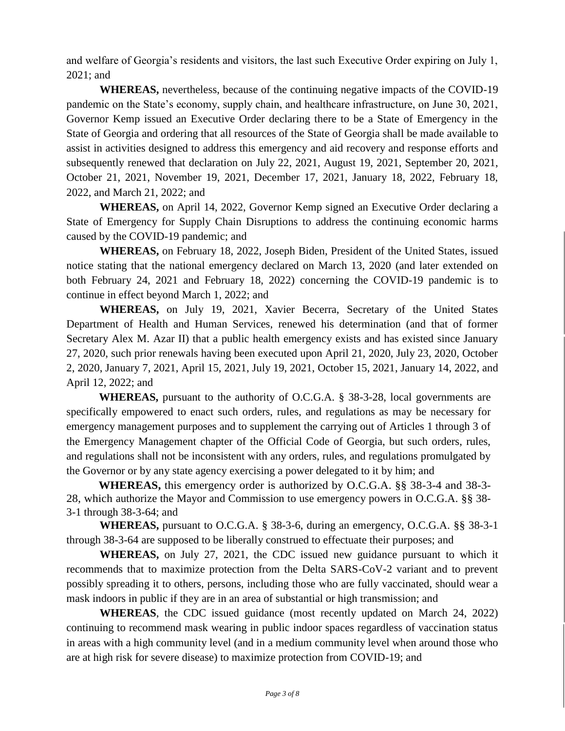and welfare of Georgia's residents and visitors, the last such Executive Order expiring on July 1, 2021; and

**WHEREAS,** nevertheless, because of the continuing negative impacts of the COVID-19 pandemic on the State's economy, supply chain, and healthcare infrastructure, on June 30, 2021, Governor Kemp issued an Executive Order declaring there to be a State of Emergency in the State of Georgia and ordering that all resources of the State of Georgia shall be made available to assist in activities designed to address this emergency and aid recovery and response efforts and subsequently renewed that declaration on July 22, 2021, August 19, 2021, September 20, 2021, October 21, 2021, November 19, 2021, December 17, 2021, January 18, 2022, February 18, 2022, and March 21, 2022; and

**WHEREAS,** on April 14, 2022, Governor Kemp signed an Executive Order declaring a State of Emergency for Supply Chain Disruptions to address the continuing economic harms caused by the COVID-19 pandemic; and

**WHEREAS,** on February 18, 2022, Joseph Biden, President of the United States, issued notice stating that the national emergency declared on March 13, 2020 (and later extended on both February 24, 2021 and February 18, 2022) concerning the COVID-19 pandemic is to continue in effect beyond March 1, 2022; and

**WHEREAS,** on July 19, 2021, Xavier Becerra, Secretary of the United States Department of Health and Human Services, renewed his determination (and that of former Secretary Alex M. Azar II) that a public health emergency exists and has existed since January 27, 2020, such prior renewals having been executed upon April 21, 2020, July 23, 2020, October 2, 2020, January 7, 2021, April 15, 2021, July 19, 2021, October 15, 2021, January 14, 2022, and April 12, 2022; and

**WHEREAS,** pursuant to the authority of O.C.G.A. § 38-3-28, local governments are specifically empowered to enact such orders, rules, and regulations as may be necessary for emergency management purposes and to supplement the carrying out of Articles 1 through 3 of the Emergency Management chapter of the Official Code of Georgia, but such orders, rules, and regulations shall not be inconsistent with any orders, rules, and regulations promulgated by the Governor or by any state agency exercising a power delegated to it by him; and

**WHEREAS,** this emergency order is authorized by O.C.G.A. §§ 38-3-4 and 38-3-28, which authorize the Mayor and Commission to use emergency powers in O.C.G.A. §§ 38-3-1 through 38-3-64; and

**WHEREAS,** pursuant to O.C.G.A. § 38-3-6, during an emergency, O.C.G.A. §§ 38-3-1 through 38-3-64 are supposed to be liberally construed to effectuate their purposes; and

**WHEREAS,** on July 27, 2021, the CDC issued new guidance pursuant to which it recommends that to maximize protection from the Delta SARS-CoV-2 variant and to prevent possibly spreading it to others, persons, including those who are fully vaccinated, should wear a mask indoors in public if they are in an area of substantial or high transmission; and

**WHEREAS**, the CDC issued guidance (most recently updated on March 24, 2022) continuing to recommend mask wearing in public indoor spaces regardless of vaccination status in areas with a high community level (and in a medium community level when around those who are at high risk for severe disease) to maximize protection from COVID-19; and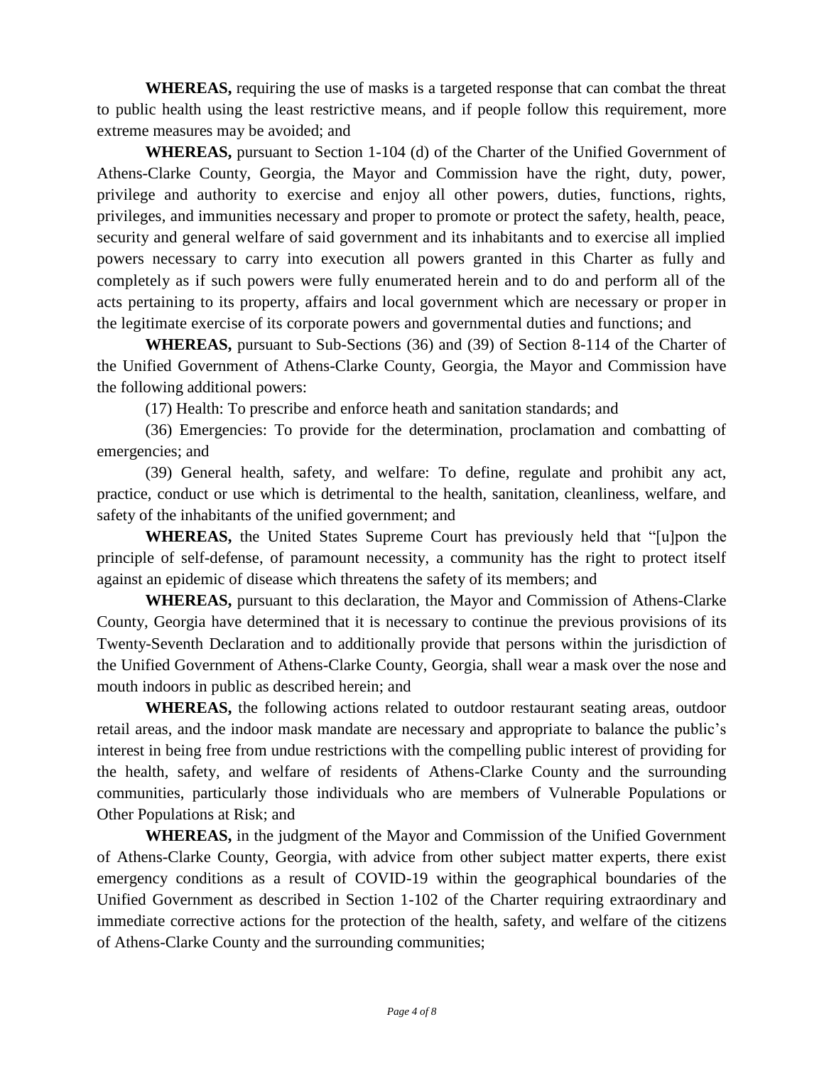**WHEREAS,** requiring the use of masks is a targeted response that can combat the threat to public health using the least restrictive means, and if people follow this requirement, more extreme measures may be avoided; and

**WHEREAS,** pursuant to Section 1-104 (d) of the Charter of the Unified Government of Athens-Clarke County, Georgia, the Mayor and Commission have the right, duty, power, privilege and authority to exercise and enjoy all other powers, duties, functions, rights, privileges, and immunities necessary and proper to promote or protect the safety, health, peace, security and general welfare of said government and its inhabitants and to exercise all implied powers necessary to carry into execution all powers granted in this Charter as fully and completely as if such powers were fully enumerated herein and to do and perform all of the acts pertaining to its property, affairs and local government which are necessary or proper in the legitimate exercise of its corporate powers and governmental duties and functions; and

**WHEREAS,** pursuant to Sub-Sections (36) and (39) of Section 8-114 of the Charter of the Unified Government of Athens-Clarke County, Georgia, the Mayor and Commission have the following additional powers:

(17) Health: To prescribe and enforce heath and sanitation standards; and

(36) Emergencies: To provide for the determination, proclamation and combatting of emergencies; and

(39) General health, safety, and welfare: To define, regulate and prohibit any act, practice, conduct or use which is detrimental to the health, sanitation, cleanliness, welfare, and safety of the inhabitants of the unified government; and

**WHEREAS,** the United States Supreme Court has previously held that "[u]pon the principle of self-defense, of paramount necessity, a community has the right to protect itself against an epidemic of disease which threatens the safety of its members; and

**WHEREAS,** pursuant to this declaration, the Mayor and Commission of Athens-Clarke County, Georgia have determined that it is necessary to continue the previous provisions of its Twenty-Seventh Declaration and to additionally provide that persons within the jurisdiction of the Unified Government of Athens-Clarke County, Georgia, shall wear a mask over the nose and mouth indoors in public as described herein; and

**WHEREAS,** the following actions related to outdoor restaurant seating areas, outdoor retail areas, and the indoor mask mandate are necessary and appropriate to balance the public's interest in being free from undue restrictions with the compelling public interest of providing for the health, safety, and welfare of residents of Athens-Clarke County and the surrounding communities, particularly those individuals who are members of Vulnerable Populations or Other Populations at Risk; and

**WHEREAS,** in the judgment of the Mayor and Commission of the Unified Government of Athens-Clarke County, Georgia, with advice from other subject matter experts, there exist emergency conditions as a result of COVID-19 within the geographical boundaries of the Unified Government as described in Section 1-102 of the Charter requiring extraordinary and immediate corrective actions for the protection of the health, safety, and welfare of the citizens of Athens-Clarke County and the surrounding communities;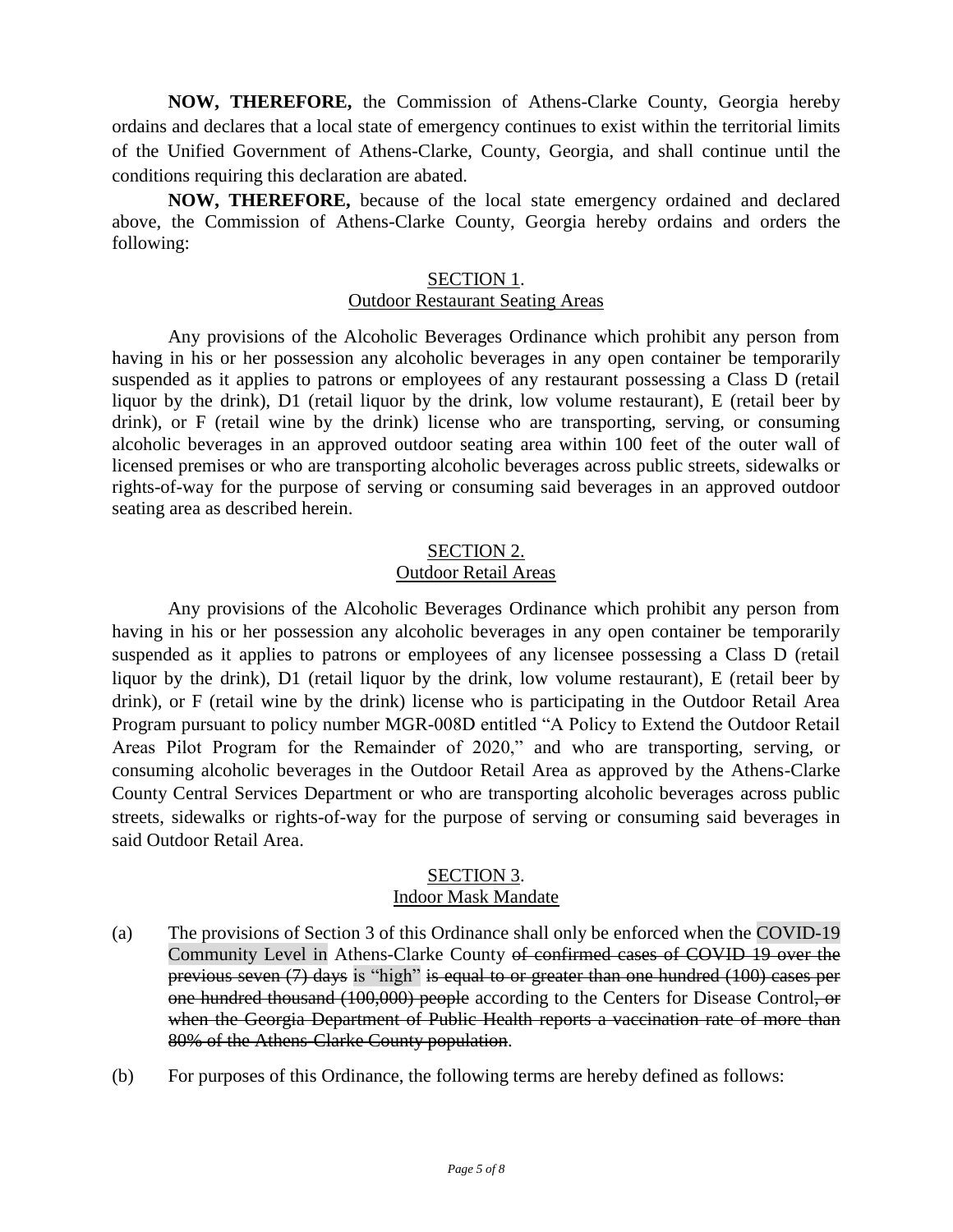**NOW, THEREFORE,** the Commission of Athens-Clarke County, Georgia hereby ordains and declares that a local state of emergency continues to exist within the territorial limits of the Unified Government of Athens-Clarke, County, Georgia, and shall continue until the conditions requiring this declaration are abated.

**NOW, THEREFORE,** because of the local state emergency ordained and declared above, the Commission of Athens-Clarke County, Georgia hereby ordains and orders the following:

<u>SECTION 1</u>.
<u>Outdoor Restaurant Seating Areas</u>

Any provisions of the Alcoholic Beverages Ordinance which prohibit any person from having in his or her possession any alcoholic beverages in any open container be temporarily suspended as it applies to patrons or employees of any restaurant possessing a Class D (retail liquor by the drink), D1 (retail liquor by the drink, low volume restaurant), E (retail beer by drink), or F (retail wine by the drink) license who are transporting, serving, or consuming alcoholic beverages in an approved outdoor seating area within 100 feet of the outer wall of licensed premises or who are transporting alcoholic beverages across public streets, sidewalks or rights-of-way for the purpose of serving or consuming said beverages in an approved outdoor seating area as described herein.

<u>SECTION 2.</u>
<u>Outdoor Retail Areas</u>

Any provisions of the Alcoholic Beverages Ordinance which prohibit any person from having in his or her possession any alcoholic beverages in any open container be temporarily suspended as it applies to patrons or employees of any licensee possessing a Class D (retail liquor by the drink), D1 (retail liquor by the drink, low volume restaurant), E (retail beer by drink), or F (retail wine by the drink) license who is participating in the Outdoor Retail Area Program pursuant to policy number MGR-008D entitled "A Policy to Extend the Outdoor Retail Areas Pilot Program for the Remainder of 2020," and who are transporting, serving, or consuming alcoholic beverages in the Outdoor Retail Area as approved by the Athens-Clarke County Central Services Department or who are transporting alcoholic beverages across public streets, sidewalks or rights-of-way for the purpose of serving or consuming said beverages in said Outdoor Retail Area.

<u>SECTION 3</u>.
<u>Indoor Mask Mandate</u>

(a) The provisions of Section 3 of this Ordinance shall only be enforced when the COVID-19 Community Level in Athens-Clarke County ~~of confirmed cases of COVID 19 over the previous seven (7) days~~ is "high" ~~is equal to or greater than one hundred (100) cases per one hundred thousand (100,000) people~~ according to the Centers for Disease Control~~, or when the Georgia Department of Public Health reports a vaccination rate of more than 80% of the Athens-Clarke County population~~.

(b) For purposes of this Ordinance, the following terms are hereby defined as follows: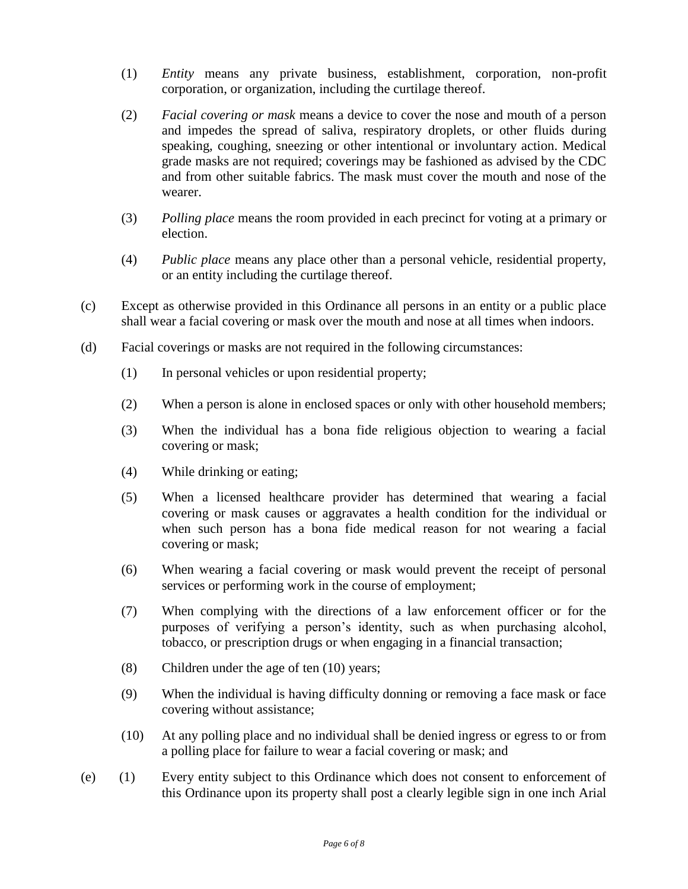(1) *Entity* means any private business, establishment, corporation, non-profit corporation, or organization, including the curtilage thereof.

(2) *Facial covering or mask* means a device to cover the nose and mouth of a person and impedes the spread of saliva, respiratory droplets, or other fluids during speaking, coughing, sneezing or other intentional or involuntary action. Medical grade masks are not required; coverings may be fashioned as advised by the CDC and from other suitable fabrics. The mask must cover the mouth and nose of the wearer.

(3) *Polling place* means the room provided in each precinct for voting at a primary or election.

(4) *Public place* means any place other than a personal vehicle, residential property, or an entity including the curtilage thereof.

(c) Except as otherwise provided in this Ordinance all persons in an entity or a public place shall wear a facial covering or mask over the mouth and nose at all times when indoors.

(d) Facial coverings or masks are not required in the following circumstances:

(1) In personal vehicles or upon residential property;

(2) When a person is alone in enclosed spaces or only with other household members;

(3) When the individual has a bona fide religious objection to wearing a facial covering or mask;

(4) While drinking or eating;

(5) When a licensed healthcare provider has determined that wearing a facial covering or mask causes or aggravates a health condition for the individual or when such person has a bona fide medical reason for not wearing a facial covering or mask;

(6) When wearing a facial covering or mask would prevent the receipt of personal services or performing work in the course of employment;

(7) When complying with the directions of a law enforcement officer or for the purposes of verifying a person's identity, such as when purchasing alcohol, tobacco, or prescription drugs or when engaging in a financial transaction;

(8) Children under the age of ten (10) years;

(9) When the individual is having difficulty donning or removing a face mask or face covering without assistance;

(10) At any polling place and no individual shall be denied ingress or egress to or from a polling place for failure to wear a facial covering or mask; and

(e) (1) Every entity subject to this Ordinance which does not consent to enforcement of this Ordinance upon its property shall post a clearly legible sign in one inch Arial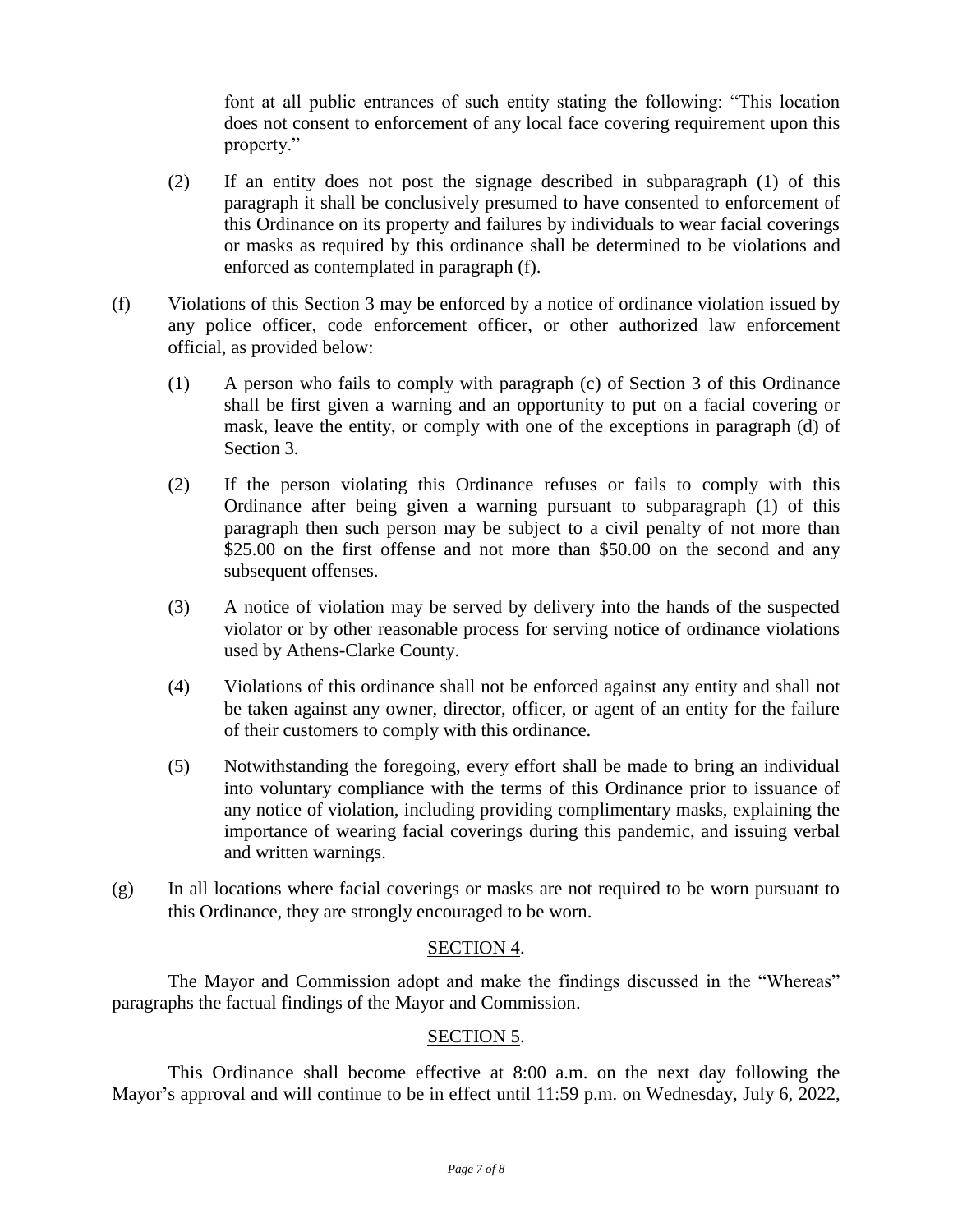font at all public entrances of such entity stating the following: "This location does not consent to enforcement of any local face covering requirement upon this property."

(2) If an entity does not post the signage described in subparagraph (1) of this paragraph it shall be conclusively presumed to have consented to enforcement of this Ordinance on its property and failures by individuals to wear facial coverings or masks as required by this ordinance shall be determined to be violations and enforced as contemplated in paragraph (f).

(f) Violations of this Section 3 may be enforced by a notice of ordinance violation issued by any police officer, code enforcement officer, or other authorized law enforcement official, as provided below:

(1) A person who fails to comply with paragraph (c) of Section 3 of this Ordinance shall be first given a warning and an opportunity to put on a facial covering or mask, leave the entity, or comply with one of the exceptions in paragraph (d) of Section 3.

(2) If the person violating this Ordinance refuses or fails to comply with this Ordinance after being given a warning pursuant to subparagraph (1) of this paragraph then such person may be subject to a civil penalty of not more than $25.00 on the first offense and not more than $50.00 on the second and any subsequent offenses.

(3) A notice of violation may be served by delivery into the hands of the suspected violator or by other reasonable process for serving notice of ordinance violations used by Athens-Clarke County.

(4) Violations of this ordinance shall not be enforced against any entity and shall not be taken against any owner, director, officer, or agent of an entity for the failure of their customers to comply with this ordinance.

(5) Notwithstanding the foregoing, every effort shall be made to bring an individual into voluntary compliance with the terms of this Ordinance prior to issuance of any notice of violation, including providing complimentary masks, explaining the importance of wearing facial coverings during this pandemic, and issuing verbal and written warnings.

(g) In all locations where facial coverings or masks are not required to be worn pursuant to this Ordinance, they are strongly encouraged to be worn.

## SECTION 4.

The Mayor and Commission adopt and make the findings discussed in the "Whereas" paragraphs the factual findings of the Mayor and Commission.

## SECTION 5.

This Ordinance shall become effective at 8:00 a.m. on the next day following the Mayor's approval and will continue to be in effect until 11:59 p.m. on Wednesday, July 6, 2022,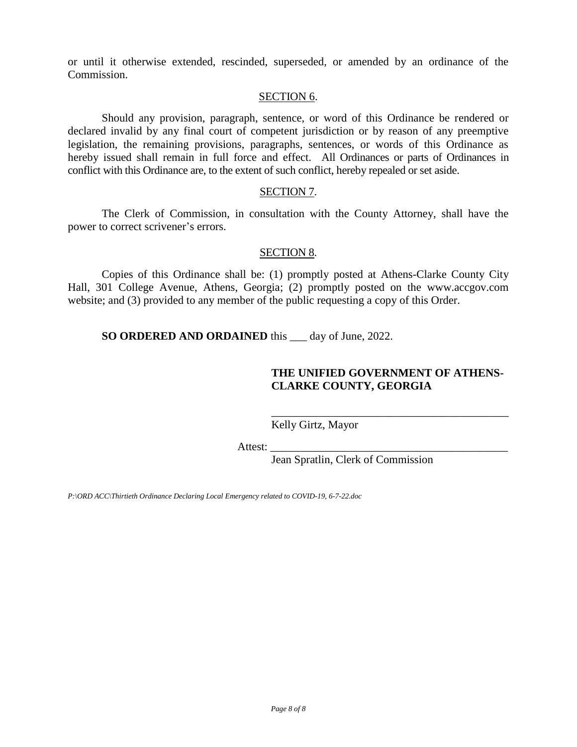or until it otherwise extended, rescinded, superseded, or amended by an ordinance of the Commission.

SECTION 6.

Should any provision, paragraph, sentence, or word of this Ordinance be rendered or declared invalid by any final court of competent jurisdiction or by reason of any preemptive legislation, the remaining provisions, paragraphs, sentences, or words of this Ordinance as hereby issued shall remain in full force and effect. All Ordinances or parts of Ordinances in conflict with this Ordinance are, to the extent of such conflict, hereby repealed or set aside.

SECTION 7.

The Clerk of Commission, in consultation with the County Attorney, shall have the power to correct scrivener's errors.

SECTION 8.

Copies of this Ordinance shall be: (1) promptly posted at Athens-Clarke County City Hall, 301 College Avenue, Athens, Georgia; (2) promptly posted on the www.accgov.com website; and (3) provided to any member of the public requesting a copy of this Order.

**SO ORDERED AND ORDAINED** this ___ day of June, 2022.

**THE UNIFIED GOVERNMENT OF ATHENS-CLARKE COUNTY, GEORGIA**

___________________________________________
Kelly Girtz, Mayor

Attest: ___________________________________________
Jean Spratlin, Clerk of Commission

*P:\ORD ACC\Thirtieth Ordinance Declaring Local Emergency related to COVID-19, 6-7-22.doc*